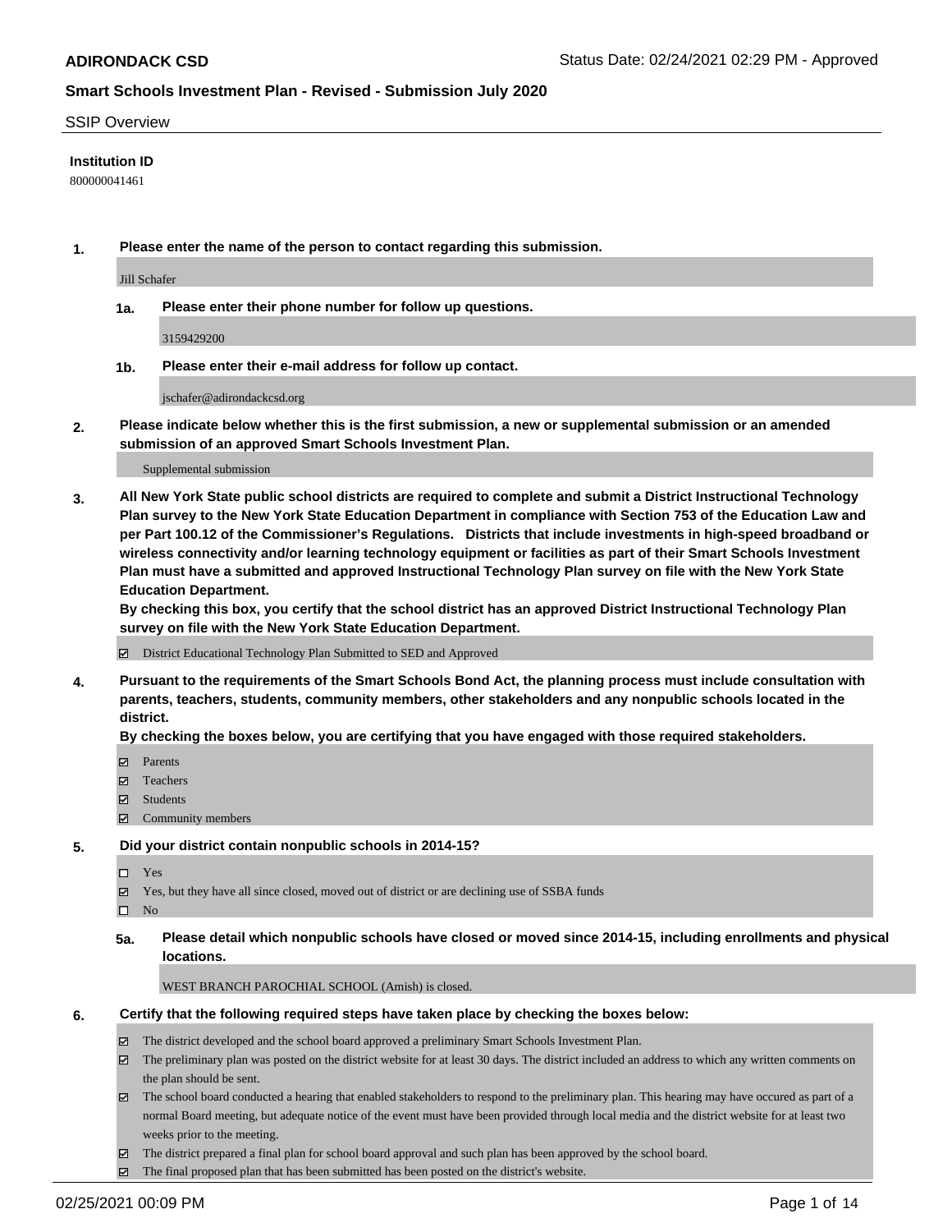**ADIRONDACK CSD** Status Date: 02/24/2021 02:29 PM - Approved

## Smart Schools Investment Plan - Revised - Submission July 2020

SSIP Overview

**Institution ID**

800000041461

1. **Please enter the name of the person to contact regarding this submission.**

   Jill Schafer

   1a. **Please enter their phone number for follow up questions.**

   3159429200

   1b. **Please enter their e-mail address for follow up contact.**

   jschafer@adirondackcsd.org

2. **Please indicate below whether this is the first submission, a new or supplemental submission or an amended submission of an approved Smart Schools Investment Plan.**

   Supplemental submission

3. **All New York State public school districts are required to complete and submit a District Instructional Technology Plan survey to the New York State Education Department in compliance with Section 753 of the Education Law and per Part 100.12 of the Commissioner's Regulations. Districts that include investments in high-speed broadband or wireless connectivity and/or learning technology equipment or facilities as part of their Smart Schools Investment Plan must have a submitted and approved Instructional Technology Plan survey on file with the New York State Education Department.**
   **By checking this box, you certify that the school district has an approved District Instructional Technology Plan survey on file with the New York State Education Department.**

   ☑ District Educational Technology Plan Submitted to SED and Approved

4. **Pursuant to the requirements of the Smart Schools Bond Act, the planning process must include consultation with parents, teachers, students, community members, other stakeholders and any nonpublic schools located in the district.**
   **By checking the boxes below, you are certifying that you have engaged with those required stakeholders.**

   ☑ Parents
   ☑ Teachers
   ☑ Students
   ☑ Community members

5. **Did your district contain nonpublic schools in 2014-15?**

   ☐ Yes
   ☑ Yes, but they have all since closed, moved out of district or are declining use of SSBA funds
   ☐ No

   5a. **Please detail which nonpublic schools have closed or moved since 2014-15, including enrollments and physical locations.**

   WEST BRANCH PAROCHIAL SCHOOL (Amish) is closed.

6. **Certify that the following required steps have taken place by checking the boxes below:**

   ☑ The district developed and the school board approved a preliminary Smart Schools Investment Plan.
   ☑ The preliminary plan was posted on the district website for at least 30 days. The district included an address to which any written comments on the plan should be sent.
   ☑ The school board conducted a hearing that enabled stakeholders to respond to the preliminary plan. This hearing may have occured as part of a normal Board meeting, but adequate notice of the event must have been provided through local media and the district website for at least two weeks prior to the meeting.
   ☑ The district prepared a final plan for school board approval and such plan has been approved by the school board.
   ☑ The final proposed plan that has been submitted has been posted on the district's website.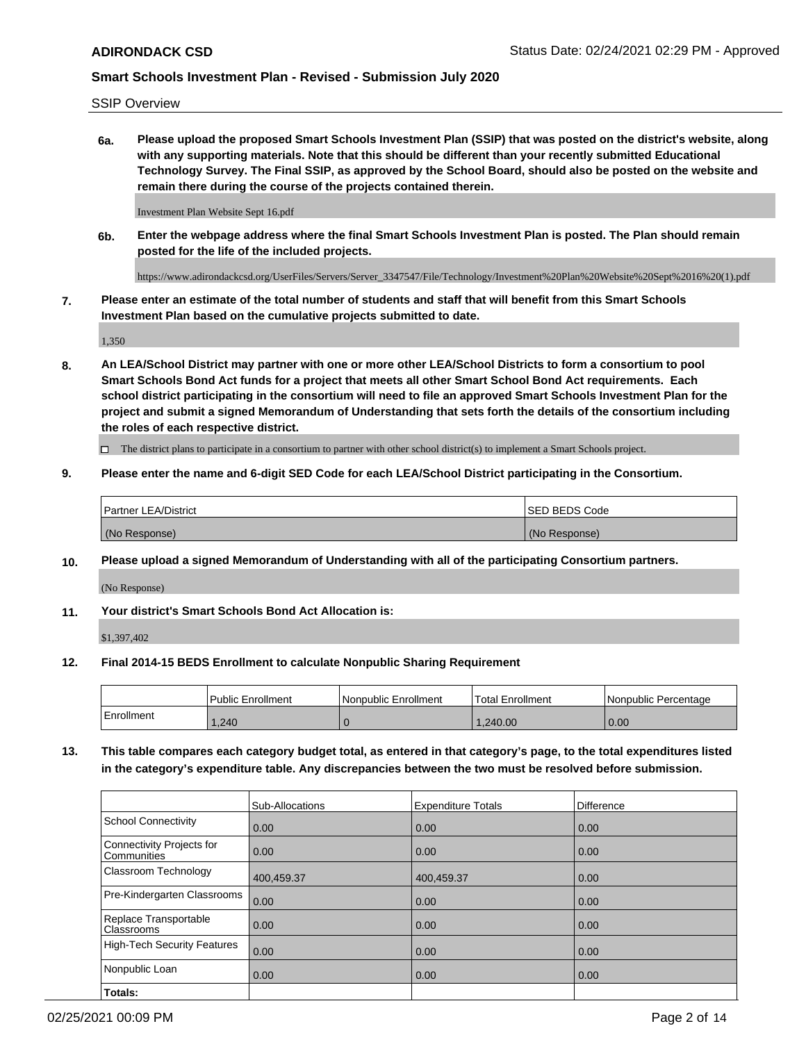**SSIP Overview**

**6a. Please upload the proposed Smart Schools Investment Plan (SSIP) that was posted on the district's website, along with any supporting materials. Note that this should be different than your recently submitted Educational Technology Survey. The Final SSIP, as approved by the School Board, should also be posted on the website and remain there during the course of the projects contained therein.**

Investment Plan Website Sept 16.pdf

**6b. Enter the webpage address where the final Smart Schools Investment Plan is posted. The Plan should remain posted for the life of the included projects.**

https://www.adirondackcsd.org/UserFiles/Servers/Server_3347547/File/Technology/Investment%20Plan%20Website%20Sept%2016%20(1).pdf

**7. Please enter an estimate of the total number of students and staff that will benefit from this Smart Schools Investment Plan based on the cumulative projects submitted to date.**

1,350

**8. An LEA/School District may partner with one or more other LEA/School Districts to form a consortium to pool Smart Schools Bond Act funds for a project that meets all other Smart School Bond Act requirements. Each school district participating in the consortium will need to file an approved Smart Schools Investment Plan for the project and submit a signed Memorandum of Understanding that sets forth the details of the consortium including the roles of each respective district.**

☐ The district plans to participate in a consortium to partner with other school district(s) to implement a Smart Schools project.

**9. Please enter the name and 6-digit SED Code for each LEA/School District participating in the Consortium.**

| Partner LEA/District | SED BEDS Code |
|---|---|
| (No Response) | (No Response) |

**10. Please upload a signed Memorandum of Understanding with all of the participating Consortium partners.**

(No Response)

**11. Your district's Smart Schools Bond Act Allocation is:**

$1,397,402

**12. Final 2014-15 BEDS Enrollment to calculate Nonpublic Sharing Requirement**

| | Public Enrollment | Nonpublic Enrollment | Total Enrollment | Nonpublic Percentage |
|---|---|---|---|---|
| Enrollment | 1,240 | 0 | 1,240.00 | 0.00 |

**13. This table compares each category budget total, as entered in that category's page, to the total expenditures listed in the category's expenditure table. Any discrepancies between the two must be resolved before submission.**

| | Sub-Allocations | Expenditure Totals | Difference |
|---|---|---|---|
| School Connectivity | 0.00 | 0.00 | 0.00 |
| Connectivity Projects for Communities | 0.00 | 0.00 | 0.00 |
| Classroom Technology | 400,459.37 | 400,459.37 | 0.00 |
| Pre-Kindergarten Classrooms | 0.00 | 0.00 | 0.00 |
| Replace Transportable Classrooms | 0.00 | 0.00 | 0.00 |
| High-Tech Security Features | 0.00 | 0.00 | 0.00 |
| Nonpublic Loan | 0.00 | 0.00 | 0.00 |
| **Totals:** | | | |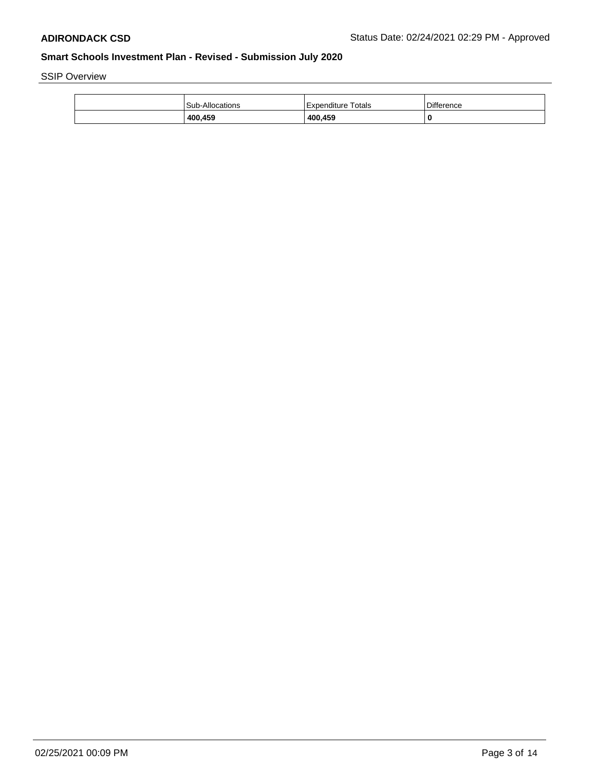SSIP Overview

| | Sub-Allocations | Expenditure Totals | Difference |
|---|---|---|---|
| | **400,459** | **400,459** | **0** |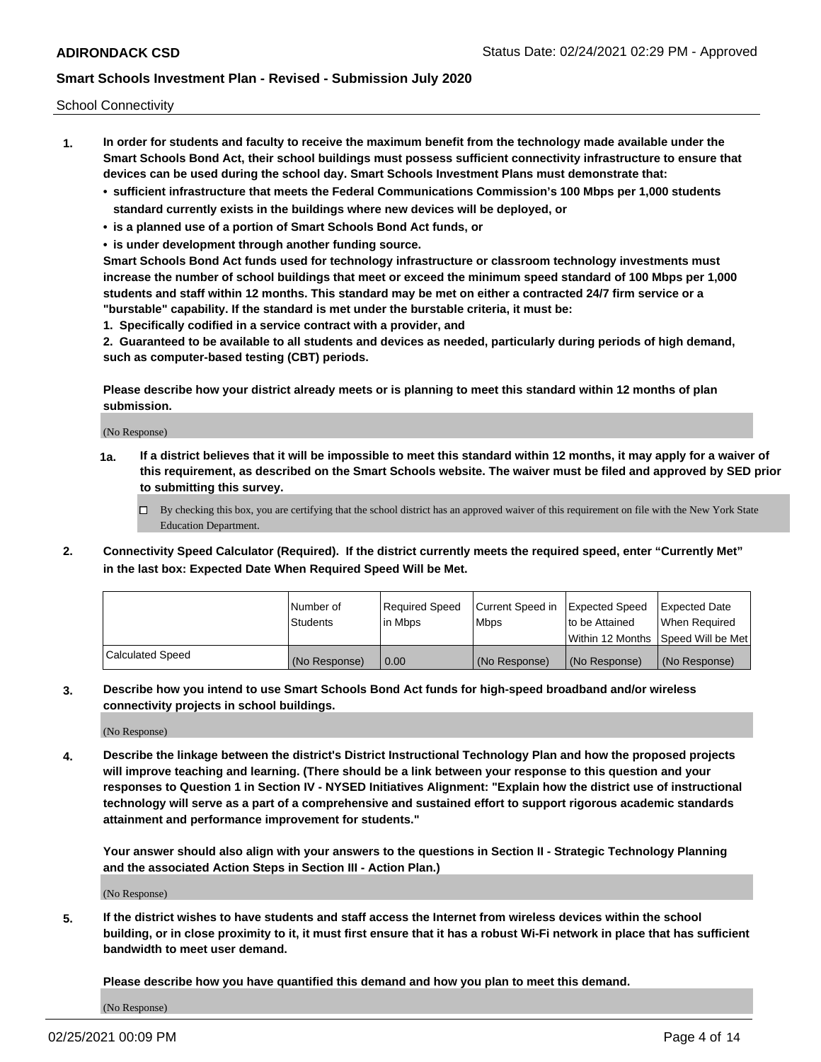School Connectivity

1. **In order for students and faculty to receive the maximum benefit from the technology made available under the Smart Schools Bond Act, their school buildings must possess sufficient connectivity infrastructure to ensure that devices can be used during the school day. Smart Schools Investment Plans must demonstrate that:**
   - **sufficient infrastructure that meets the Federal Communications Commission's 100 Mbps per 1,000 students standard currently exists in the buildings where new devices will be deployed, or**
   - **is a planned use of a portion of Smart Schools Bond Act funds, or**
   - **is under development through another funding source.**

   **Smart Schools Bond Act funds used for technology infrastructure or classroom technology investments must increase the number of school buildings that meet or exceed the minimum speed standard of 100 Mbps per 1,000 students and staff within 12 months. This standard may be met on either a contracted 24/7 firm service or a "burstable" capability. If the standard is met under the burstable criteria, it must be:**

   **1. Specifically codified in a service contract with a provider, and**

   **2. Guaranteed to be available to all students and devices as needed, particularly during periods of high demand, such as computer-based testing (CBT) periods.**

   **Please describe how your district already meets or is planning to meet this standard within 12 months of plan submission.**

   (No Response)

   **1a. If a district believes that it will be impossible to meet this standard within 12 months, it may apply for a waiver of this requirement, as described on the Smart Schools website. The waiver must be filed and approved by SED prior to submitting this survey.**

   ☐ By checking this box, you are certifying that the school district has an approved waiver of this requirement on file with the New York State Education Department.

2. **Connectivity Speed Calculator (Required). If the district currently meets the required speed, enter "Currently Met" in the last box: Expected Date When Required Speed Will be Met.**

| | Number of Students | Required Speed in Mbps | Current Speed in Mbps | Expected Speed to be Attained Within 12 Months | Expected Date When Required Speed Will be Met |
|---|---|---|---|---|---|
| Calculated Speed | (No Response) | 0.00 | (No Response) | (No Response) | (No Response) |

3. **Describe how you intend to use Smart Schools Bond Act funds for high-speed broadband and/or wireless connectivity projects in school buildings.**

   (No Response)

4. **Describe the linkage between the district's District Instructional Technology Plan and how the proposed projects will improve teaching and learning. (There should be a link between your response to this question and your responses to Question 1 in Section IV - NYSED Initiatives Alignment: "Explain how the district use of instructional technology will serve as a part of a comprehensive and sustained effort to support rigorous academic standards attainment and performance improvement for students."**

   **Your answer should also align with your answers to the questions in Section II - Strategic Technology Planning and the associated Action Steps in Section III - Action Plan.)**

   (No Response)

5. **If the district wishes to have students and staff access the Internet from wireless devices within the school building, or in close proximity to it, it must first ensure that it has a robust Wi-Fi network in place that has sufficient bandwidth to meet user demand.**

   **Please describe how you have quantified this demand and how you plan to meet this demand.**

   (No Response)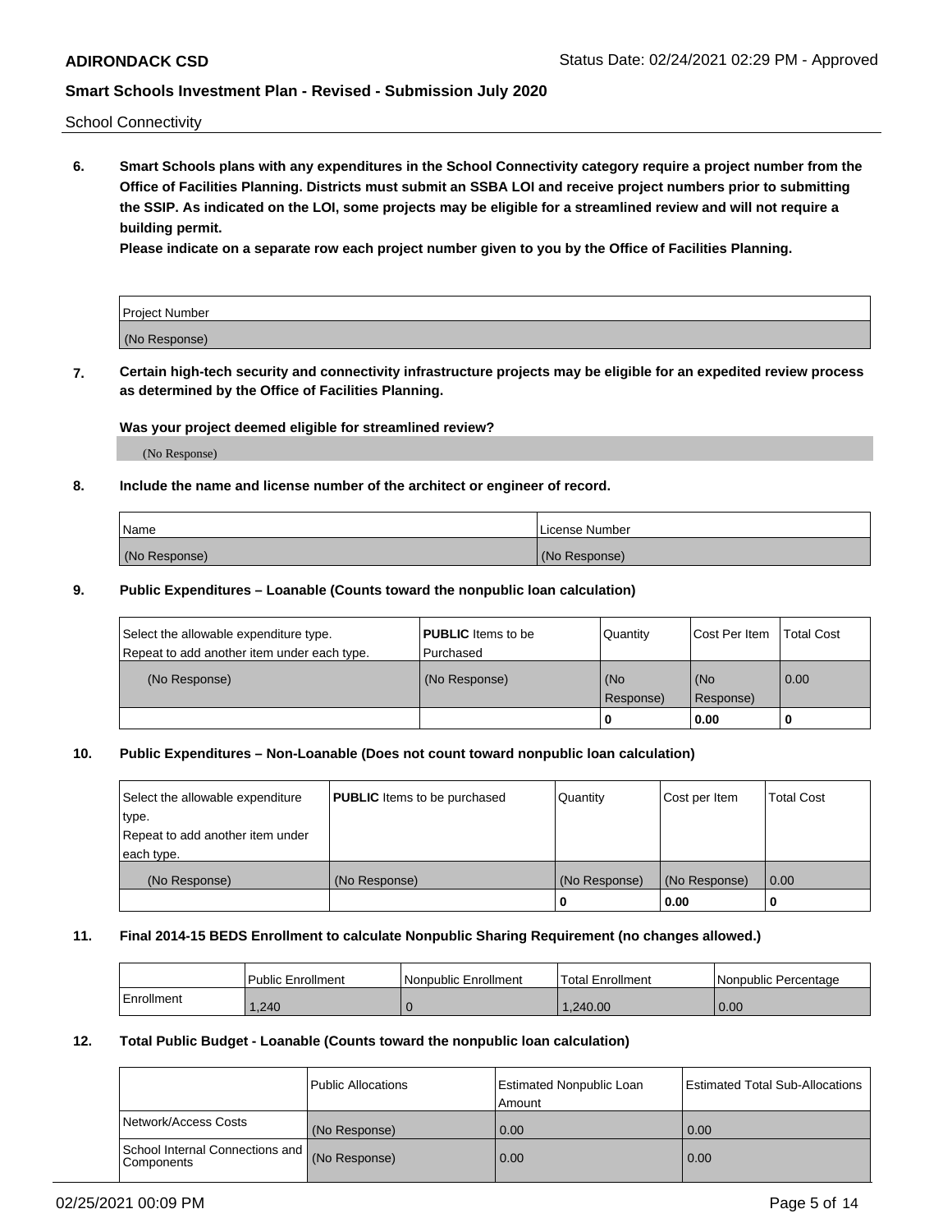School Connectivity

**6. Smart Schools plans with any expenditures in the School Connectivity category require a project number from the Office of Facilities Planning. Districts must submit an SSBA LOI and receive project numbers prior to submitting the SSIP. As indicated on the LOI, some projects may be eligible for a streamlined review and will not require a building permit.**

**Please indicate on a separate row each project number given to you by the Office of Facilities Planning.**

| Project Number |
| --- |
| (No Response) |

**7. Certain high-tech security and connectivity infrastructure projects may be eligible for an expedited review process as determined by the Office of Facilities Planning.**

**Was your project deemed eligible for streamlined review?**

(No Response)

**8. Include the name and license number of the architect or engineer of record.**

| Name | License Number |
| --- | --- |
| (No Response) | (No Response) |

**9. Public Expenditures – Loanable (Counts toward the nonpublic loan calculation)**

| Select the allowable expenditure type. Repeat to add another item under each type. | **PUBLIC** Items to be Purchased | Quantity | Cost Per Item | Total Cost |
| --- | --- | --- | --- | --- |
| (No Response) | (No Response) | (No Response) | (No Response) | 0.00 |
| | | 0 | 0.00 | 0 |

**10. Public Expenditures – Non-Loanable (Does not count toward nonpublic loan calculation)**

| Select the allowable expenditure type. Repeat to add another item under each type. | **PUBLIC** Items to be purchased | Quantity | Cost per Item | Total Cost |
| --- | --- | --- | --- | --- |
| (No Response) | (No Response) | (No Response) | (No Response) | 0.00 |
| | | 0 | 0.00 | 0 |

**11. Final 2014-15 BEDS Enrollment to calculate Nonpublic Sharing Requirement (no changes allowed.)**

| | Public Enrollment | Nonpublic Enrollment | Total Enrollment | Nonpublic Percentage |
| --- | --- | --- | --- | --- |
| Enrollment | 1,240 | 0 | 1,240.00 | 0.00 |

**12. Total Public Budget - Loanable (Counts toward the nonpublic loan calculation)**

| | Public Allocations | Estimated Nonpublic Loan Amount | Estimated Total Sub-Allocations |
| --- | --- | --- | --- |
| Network/Access Costs | (No Response) | 0.00 | 0.00 |
| School Internal Connections and Components | (No Response) | 0.00 | 0.00 |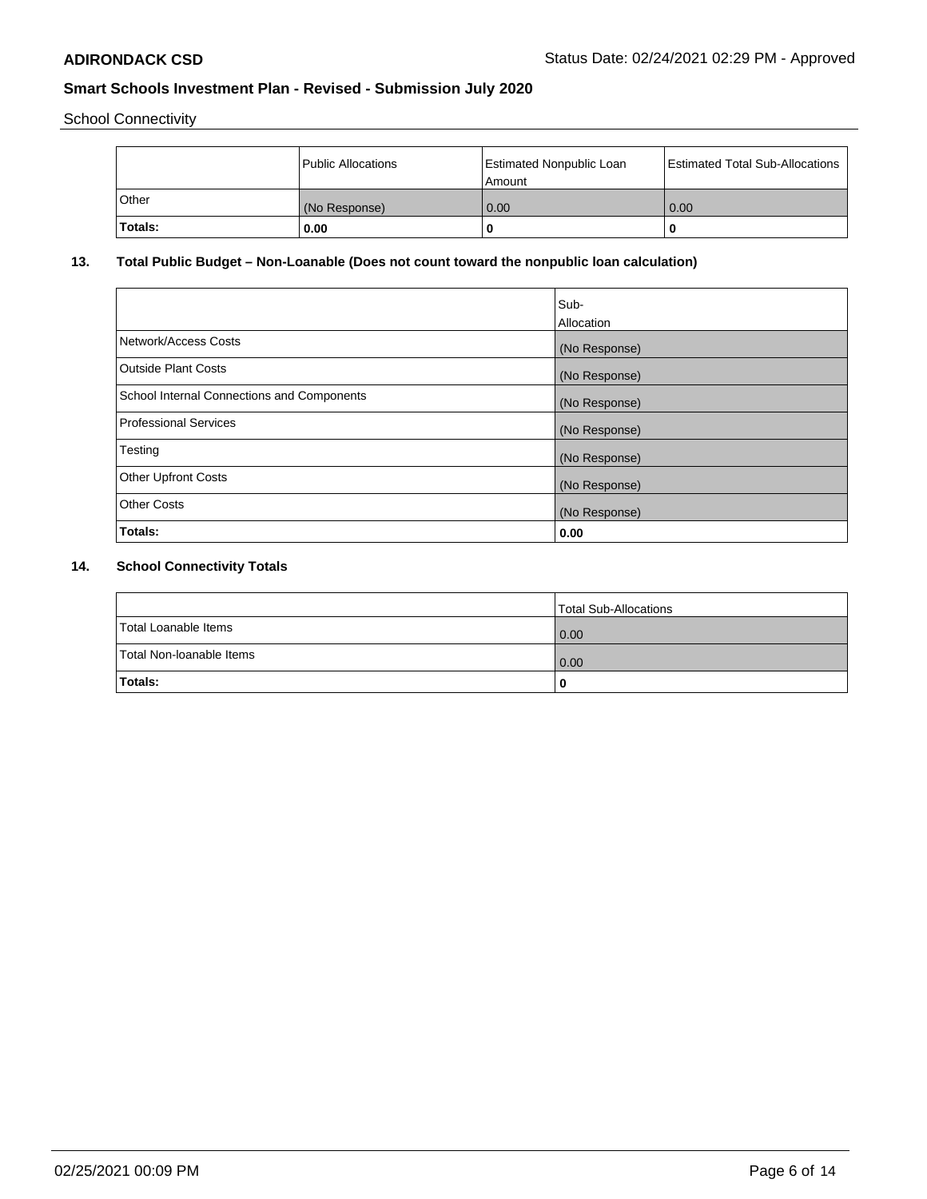School Connectivity

| | Public Allocations | Estimated Nonpublic Loan Amount | Estimated Total Sub-Allocations |
|---|---|---|---|
| Other | (No Response) | 0.00 | 0.00 |
| **Totals:** | **0.00** | **0** | **0** |

## 13. Total Public Budget – Non-Loanable (Does not count toward the nonpublic loan calculation)

| | Sub-Allocation |
|---|---|
| Network/Access Costs | (No Response) |
| Outside Plant Costs | (No Response) |
| School Internal Connections and Components | (No Response) |
| Professional Services | (No Response) |
| Testing | (No Response) |
| Other Upfront Costs | (No Response) |
| Other Costs | (No Response) |
| **Totals:** | **0.00** |

## 14. School Connectivity Totals

| | Total Sub-Allocations |
|---|---|
| Total Loanable Items | 0.00 |
| Total Non-loanable Items | 0.00 |
| **Totals:** | **0** |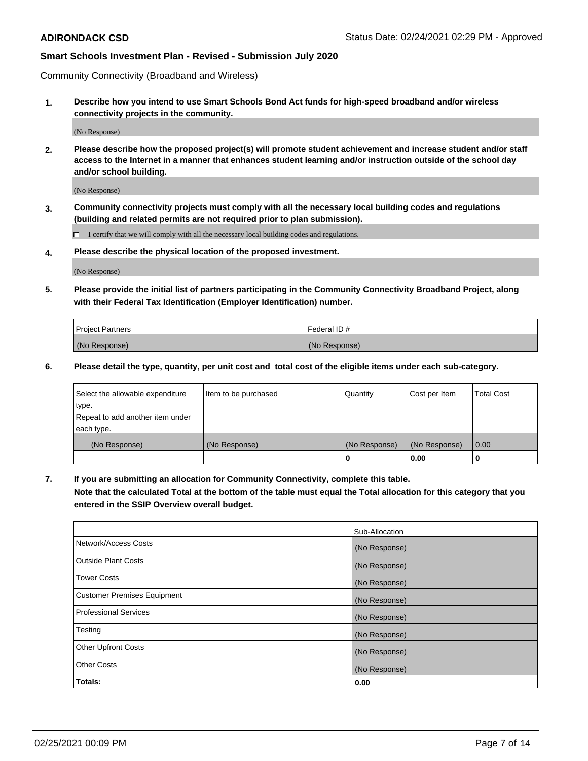Community Connectivity (Broadband and Wireless)

**1. Describe how you intend to use Smart Schools Bond Act funds for high-speed broadband and/or wireless connectivity projects in the community.**

(No Response)

**2. Please describe how the proposed project(s) will promote student achievement and increase student and/or staff access to the Internet in a manner that enhances student learning and/or instruction outside of the school day and/or school building.**

(No Response)

**3. Community connectivity projects must comply with all the necessary local building codes and regulations (building and related permits are not required prior to plan submission).**

☐ I certify that we will comply with all the necessary local building codes and regulations.

**4. Please describe the physical location of the proposed investment.**

(No Response)

**5. Please provide the initial list of partners participating in the Community Connectivity Broadband Project, along with their Federal Tax Identification (Employer Identification) number.**

| Project Partners | Federal ID # |
|---|---|
| (No Response) | (No Response) |

**6. Please detail the type, quantity, per unit cost and total cost of the eligible items under each sub-category.**

| Select the allowable expenditure type. Repeat to add another item under each type. | Item to be purchased | Quantity | Cost per Item | Total Cost |
|---|---|---|---|---|
| (No Response) | (No Response) | (No Response) | (No Response) | 0.00 |
| | | 0 | 0.00 | 0 |

**7. If you are submitting an allocation for Community Connectivity, complete this table. Note that the calculated Total at the bottom of the table must equal the Total allocation for this category that you entered in the SSIP Overview overall budget.**

| | Sub-Allocation |
|---|---|
| Network/Access Costs | (No Response) |
| Outside Plant Costs | (No Response) |
| Tower Costs | (No Response) |
| Customer Premises Equipment | (No Response) |
| Professional Services | (No Response) |
| Testing | (No Response) |
| Other Upfront Costs | (No Response) |
| Other Costs | (No Response) |
| **Totals:** | **0.00** |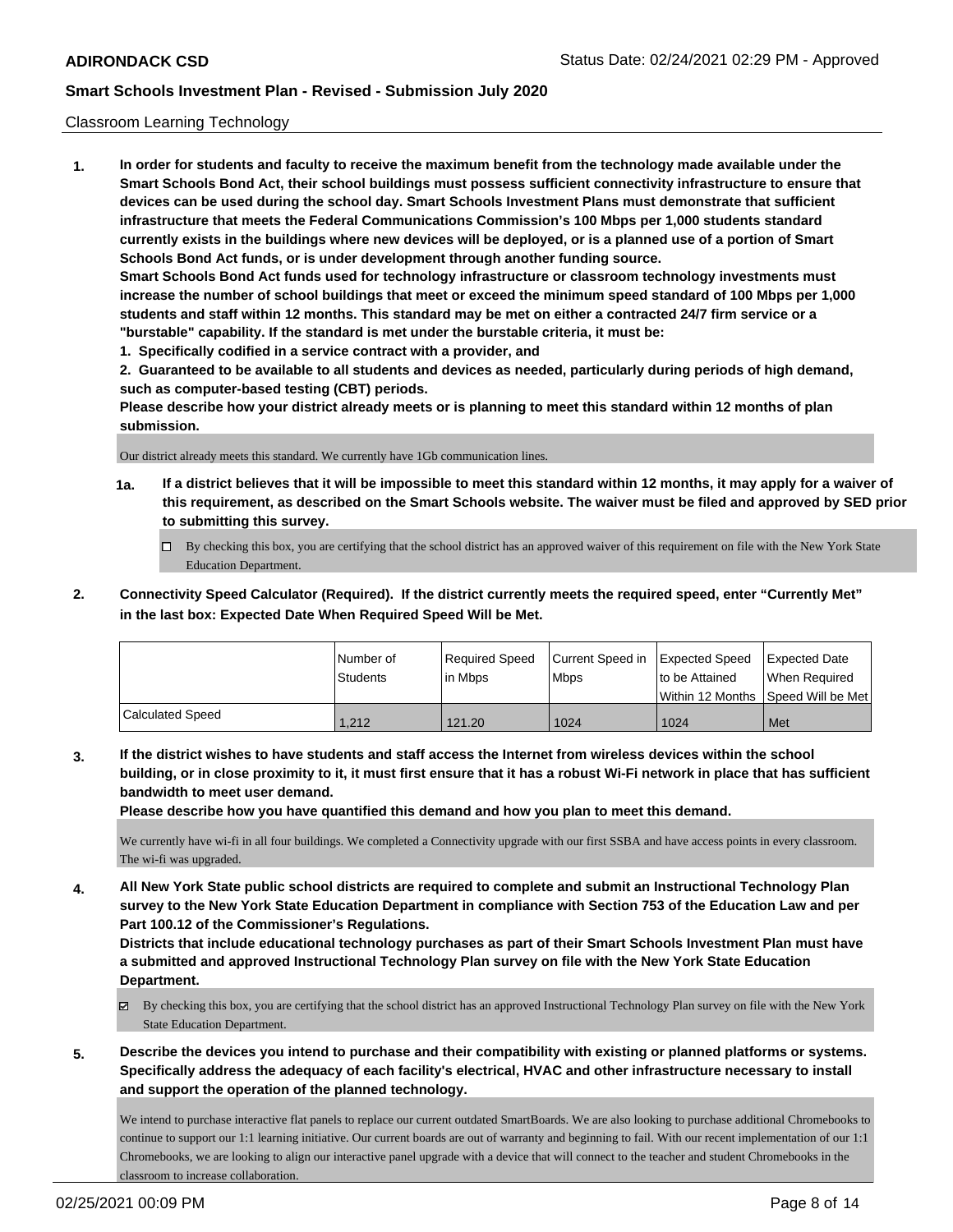## Classroom Learning Technology

**1. In order for students and faculty to receive the maximum benefit from the technology made available under the Smart Schools Bond Act, their school buildings must possess sufficient connectivity infrastructure to ensure that devices can be used during the school day. Smart Schools Investment Plans must demonstrate that sufficient infrastructure that meets the Federal Communications Commission's 100 Mbps per 1,000 students standard currently exists in the buildings where new devices will be deployed, or is a planned use of a portion of Smart Schools Bond Act funds, or is under development through another funding source.**

**Smart Schools Bond Act funds used for technology infrastructure or classroom technology investments must increase the number of school buildings that meet or exceed the minimum speed standard of 100 Mbps per 1,000 students and staff within 12 months. This standard may be met on either a contracted 24/7 firm service or a "burstable" capability. If the standard is met under the burstable criteria, it must be:**

**1. Specifically codified in a service contract with a provider, and**

**2. Guaranteed to be available to all students and devices as needed, particularly during periods of high demand, such as computer-based testing (CBT) periods.**

**Please describe how your district already meets or is planning to meet this standard within 12 months of plan submission.**

Our district already meets this standard. We currently have 1Gb communication lines.

**1a. If a district believes that it will be impossible to meet this standard within 12 months, it may apply for a waiver of this requirement, as described on the Smart Schools website. The waiver must be filed and approved by SED prior to submitting this survey.**

☐ By checking this box, you are certifying that the school district has an approved waiver of this requirement on file with the New York State Education Department.

**2. Connectivity Speed Calculator (Required). If the district currently meets the required speed, enter "Currently Met" in the last box: Expected Date When Required Speed Will be Met.**

| | Number of Students | Required Speed in Mbps | Current Speed in Mbps | Expected Speed to be Attained Within 12 Months | Expected Date When Required Speed Will be Met |
|---|---|---|---|---|---|
| Calculated Speed | 1,212 | 121.20 | 1024 | 1024 | Met |

**3. If the district wishes to have students and staff access the Internet from wireless devices within the school building, or in close proximity to it, it must first ensure that it has a robust Wi-Fi network in place that has sufficient bandwidth to meet user demand.**

**Please describe how you have quantified this demand and how you plan to meet this demand.**

We currently have wi-fi in all four buildings. We completed a Connectivity upgrade with our first SSBA and have access points in every classroom. The wi-fi was upgraded.

**4. All New York State public school districts are required to complete and submit an Instructional Technology Plan survey to the New York State Education Department in compliance with Section 753 of the Education Law and per Part 100.12 of the Commissioner's Regulations.**

**Districts that include educational technology purchases as part of their Smart Schools Investment Plan must have a submitted and approved Instructional Technology Plan survey on file with the New York State Education Department.**

☑ By checking this box, you are certifying that the school district has an approved Instructional Technology Plan survey on file with the New York State Education Department.

**5. Describe the devices you intend to purchase and their compatibility with existing or planned platforms or systems. Specifically address the adequacy of each facility's electrical, HVAC and other infrastructure necessary to install and support the operation of the planned technology.**

We intend to purchase interactive flat panels to replace our current outdated SmartBoards. We are also looking to purchase additional Chromebooks to continue to support our 1:1 learning initiative. Our current boards are out of warranty and beginning to fail. With our recent implementation of our 1:1 Chromebooks, we are looking to align our interactive panel upgrade with a device that will connect to the teacher and student Chromebooks in the classroom to increase collaboration.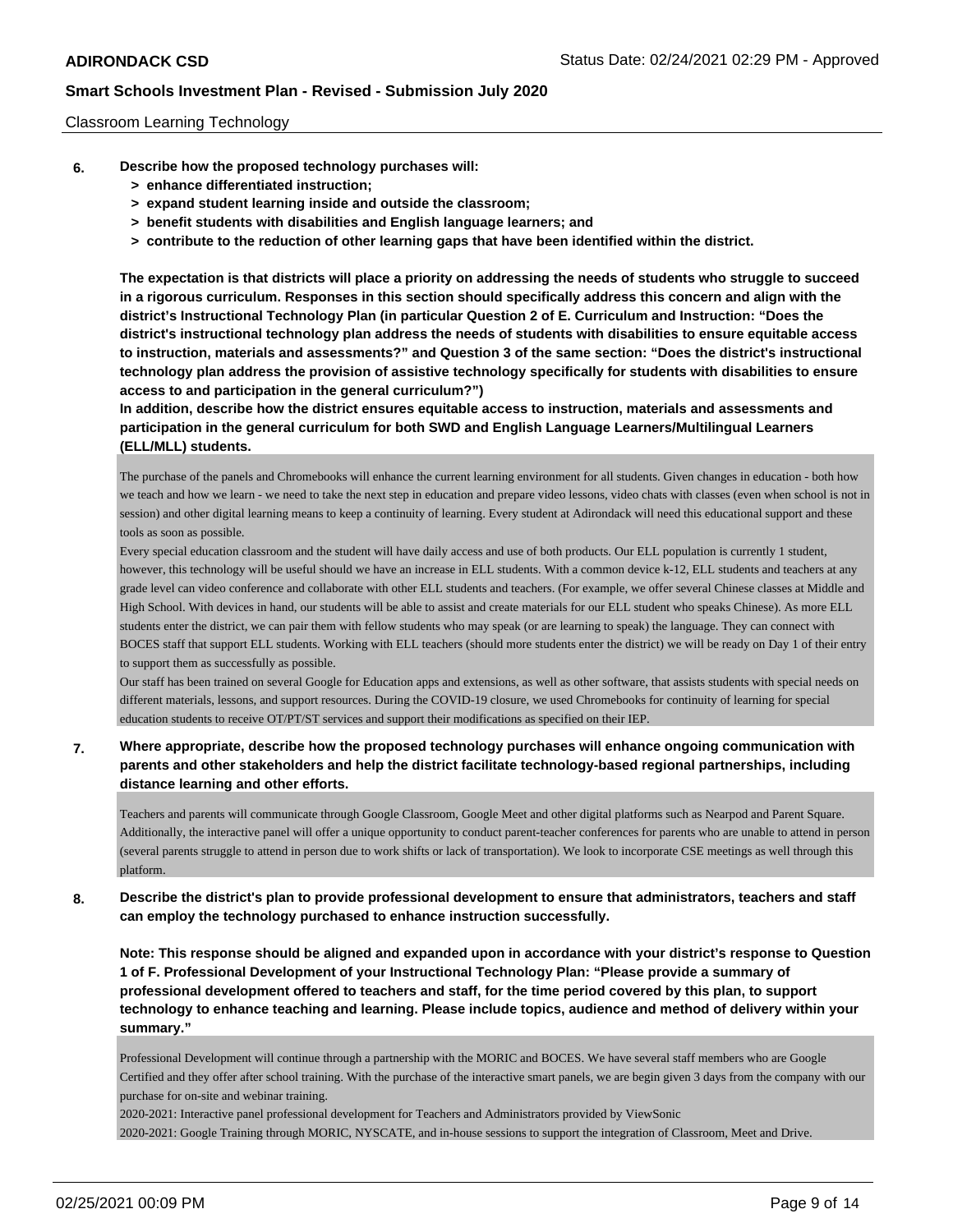## Classroom Learning Technology

**6. Describe how the proposed technology purchases will:**

- **> enhance differentiated instruction;**
- **> expand student learning inside and outside the classroom;**
- **> benefit students with disabilities and English language learners; and**
- **> contribute to the reduction of other learning gaps that have been identified within the district.**

**The expectation is that districts will place a priority on addressing the needs of students who struggle to succeed in a rigorous curriculum. Responses in this section should specifically address this concern and align with the district's Instructional Technology Plan (in particular Question 2 of E. Curriculum and Instruction: "Does the district's instructional technology plan address the needs of students with disabilities to ensure equitable access to instruction, materials and assessments?" and Question 3 of the same section: "Does the district's instructional technology plan address the provision of assistive technology specifically for students with disabilities to ensure access to and participation in the general curriculum?")**

**In addition, describe how the district ensures equitable access to instruction, materials and assessments and participation in the general curriculum for both SWD and English Language Learners/Multilingual Learners (ELL/MLL) students.**

The purchase of the panels and Chromebooks will enhance the current learning environment for all students. Given changes in education - both how we teach and how we learn - we need to take the next step in education and prepare video lessons, video chats with classes (even when school is not in session) and other digital learning means to keep a continuity of learning. Every student at Adirondack will need this educational support and these tools as soon as possible.

Every special education classroom and the student will have daily access and use of both products. Our ELL population is currently 1 student, however, this technology will be useful should we have an increase in ELL students. With a common device k-12, ELL students and teachers at any grade level can video conference and collaborate with other ELL students and teachers. (For example, we offer several Chinese classes at Middle and High School. With devices in hand, our students will be able to assist and create materials for our ELL student who speaks Chinese). As more ELL students enter the district, we can pair them with fellow students who may speak (or are learning to speak) the language. They can connect with BOCES staff that support ELL students. Working with ELL teachers (should more students enter the district) we will be ready on Day 1 of their entry to support them as successfully as possible.

Our staff has been trained on several Google for Education apps and extensions, as well as other software, that assists students with special needs on different materials, lessons, and support resources. During the COVID-19 closure, we used Chromebooks for continuity of learning for special education students to receive OT/PT/ST services and support their modifications as specified on their IEP.

**7. Where appropriate, describe how the proposed technology purchases will enhance ongoing communication with parents and other stakeholders and help the district facilitate technology-based regional partnerships, including distance learning and other efforts.**

Teachers and parents will communicate through Google Classroom, Google Meet and other digital platforms such as Nearpod and Parent Square. Additionally, the interactive panel will offer a unique opportunity to conduct parent-teacher conferences for parents who are unable to attend in person (several parents struggle to attend in person due to work shifts or lack of transportation). We look to incorporate CSE meetings as well through this platform.

**8. Describe the district's plan to provide professional development to ensure that administrators, teachers and staff can employ the technology purchased to enhance instruction successfully.**

**Note: This response should be aligned and expanded upon in accordance with your district's response to Question 1 of F. Professional Development of your Instructional Technology Plan: "Please provide a summary of professional development offered to teachers and staff, for the time period covered by this plan, to support technology to enhance teaching and learning. Please include topics, audience and method of delivery within your summary."**

Professional Development will continue through a partnership with the MORIC and BOCES. We have several staff members who are Google Certified and they offer after school training. With the purchase of the interactive smart panels, we are begin given 3 days from the company with our purchase for on-site and webinar training.

2020-2021: Interactive panel professional development for Teachers and Administrators provided by ViewSonic

2020-2021: Google Training through MORIC, NYSCATE, and in-house sessions to support the integration of Classroom, Meet and Drive.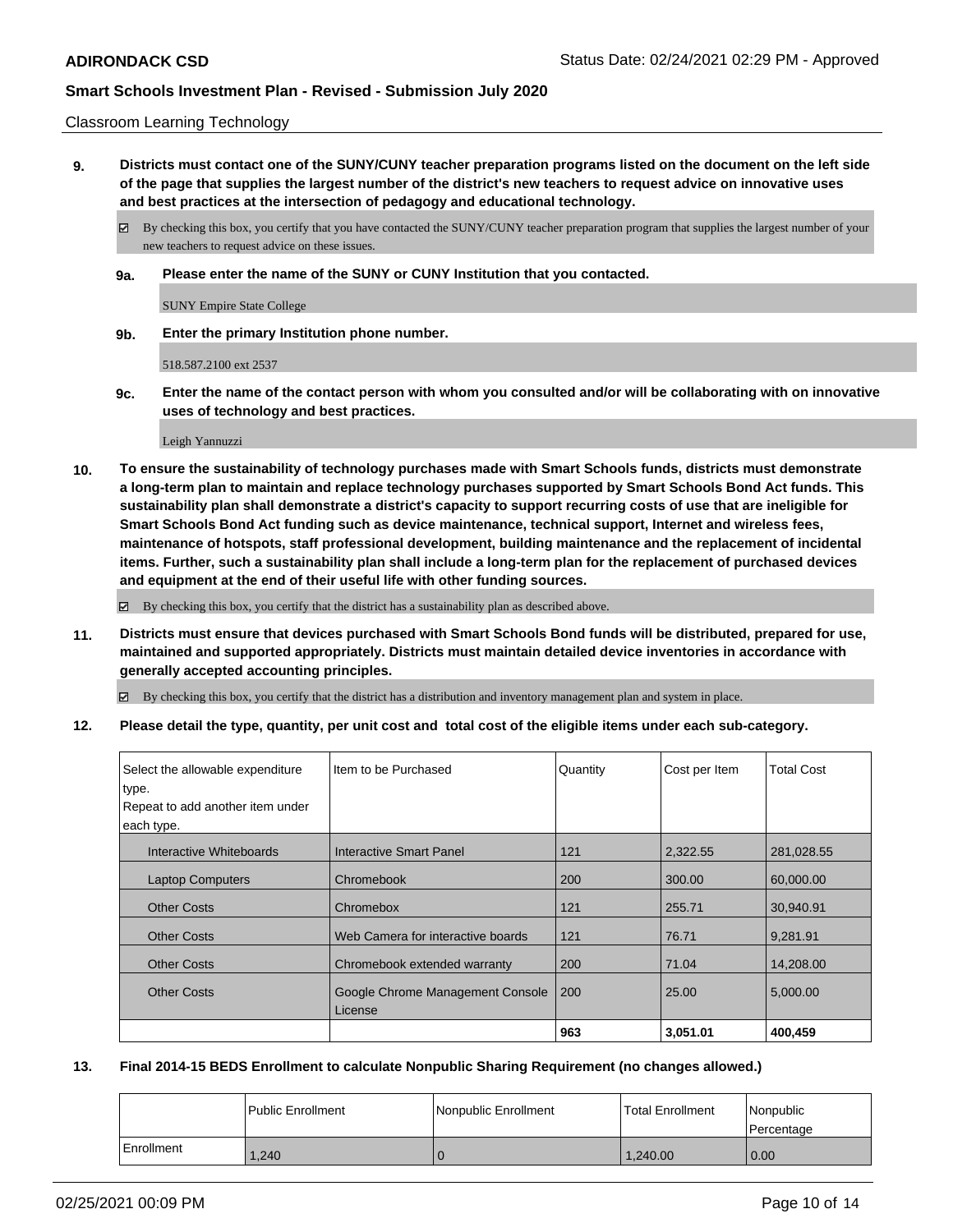Classroom Learning Technology

**9. Districts must contact one of the SUNY/CUNY teacher preparation programs listed on the document on the left side of the page that supplies the largest number of the district's new teachers to request advice on innovative uses and best practices at the intersection of pedagogy and educational technology.**

☑ By checking this box, you certify that you have contacted the SUNY/CUNY teacher preparation program that supplies the largest number of your new teachers to request advice on these issues.

**9a. Please enter the name of the SUNY or CUNY Institution that you contacted.**

SUNY Empire State College

**9b. Enter the primary Institution phone number.**

518.587.2100 ext 2537

**9c. Enter the name of the contact person with whom you consulted and/or will be collaborating with on innovative uses of technology and best practices.**

Leigh Yannuzzi

**10. To ensure the sustainability of technology purchases made with Smart Schools funds, districts must demonstrate a long-term plan to maintain and replace technology purchases supported by Smart Schools Bond Act funds. This sustainability plan shall demonstrate a district's capacity to support recurring costs of use that are ineligible for Smart Schools Bond Act funding such as device maintenance, technical support, Internet and wireless fees, maintenance of hotspots, staff professional development, building maintenance and the replacement of incidental items. Further, such a sustainability plan shall include a long-term plan for the replacement of purchased devices and equipment at the end of their useful life with other funding sources.**

☑ By checking this box, you certify that the district has a sustainability plan as described above.

**11. Districts must ensure that devices purchased with Smart Schools Bond funds will be distributed, prepared for use, maintained and supported appropriately. Districts must maintain detailed device inventories in accordance with generally accepted accounting principles.**

☑ By checking this box, you certify that the district has a distribution and inventory management plan and system in place.

**12. Please detail the type, quantity, per unit cost and total cost of the eligible items under each sub-category.**

| Select the allowable expenditure type. Repeat to add another item under each type. | Item to be Purchased | Quantity | Cost per Item | Total Cost |
|---|---|---|---|---|
| Interactive Whiteboards | Interactive Smart Panel | 121 | 2,322.55 | 281,028.55 |
| Laptop Computers | Chromebook | 200 | 300.00 | 60,000.00 |
| Other Costs | Chromebox | 121 | 255.71 | 30,940.91 |
| Other Costs | Web Camera for interactive boards | 121 | 76.71 | 9,281.91 |
| Other Costs | Chromebook extended warranty | 200 | 71.04 | 14,208.00 |
| Other Costs | Google Chrome Management Console License | 200 | 25.00 | 5,000.00 |
| | | **963** | **3,051.01** | **400,459** |

**13. Final 2014-15 BEDS Enrollment to calculate Nonpublic Sharing Requirement (no changes allowed.)**

| | Public Enrollment | Nonpublic Enrollment | Total Enrollment | Nonpublic Percentage |
|---|---|---|---|---|
| Enrollment | 1,240 | 0 | 1,240.00 | 0.00 |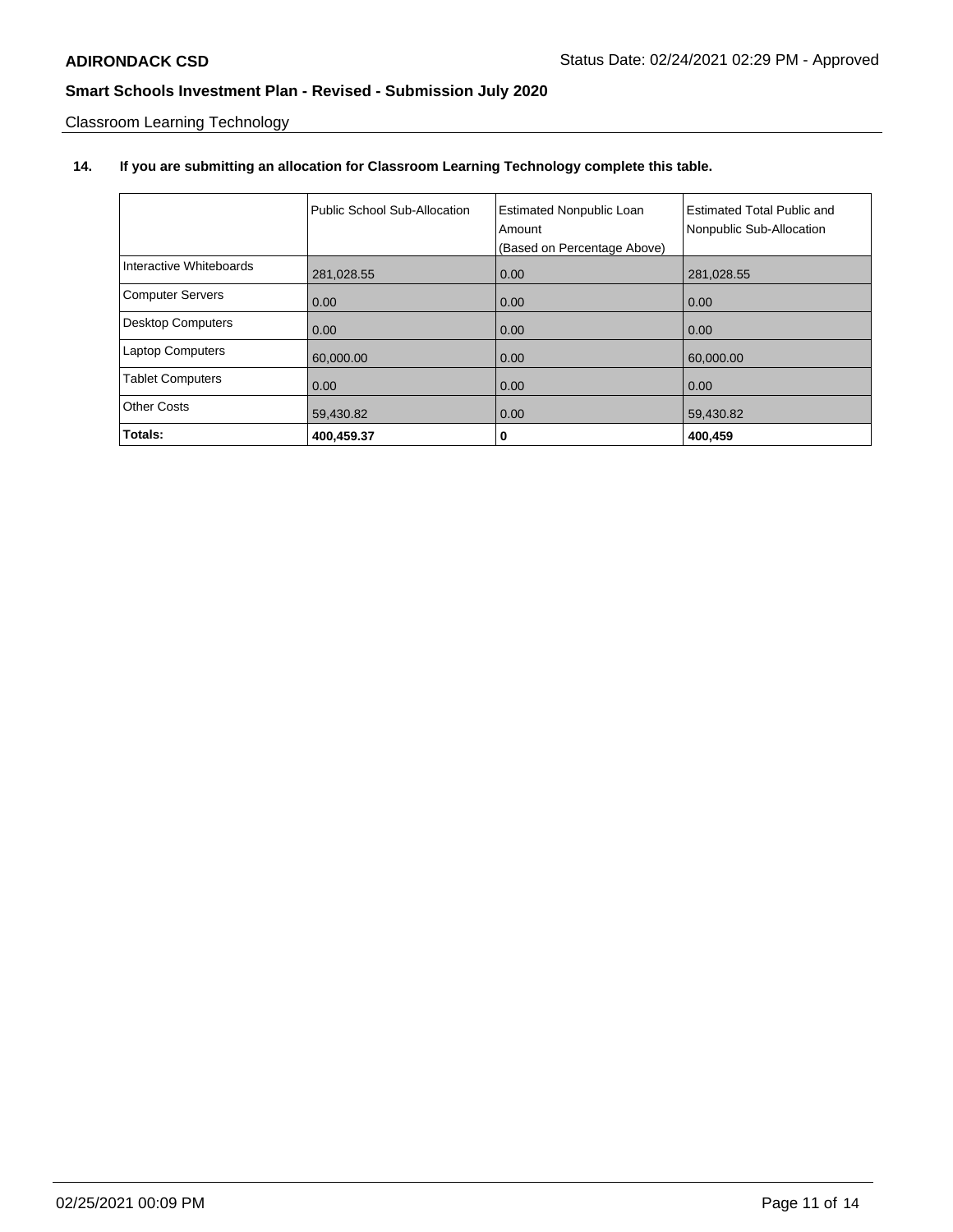Classroom Learning Technology

**14. If you are submitting an allocation for Classroom Learning Technology complete this table.**

| | Public School Sub-Allocation | Estimated Nonpublic Loan Amount (Based on Percentage Above) | Estimated Total Public and Nonpublic Sub-Allocation |
|---|---|---|---|
| Interactive Whiteboards | 281,028.55 | 0.00 | 281,028.55 |
| Computer Servers | 0.00 | 0.00 | 0.00 |
| Desktop Computers | 0.00 | 0.00 | 0.00 |
| Laptop Computers | 60,000.00 | 0.00 | 60,000.00 |
| Tablet Computers | 0.00 | 0.00 | 0.00 |
| Other Costs | 59,430.82 | 0.00 | 59,430.82 |
| **Totals:** | **400,459.37** | **0** | **400,459** |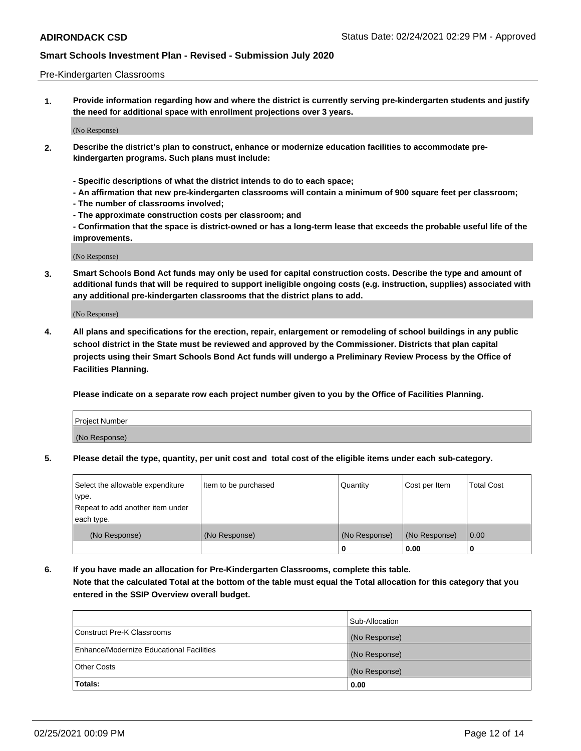Pre-Kindergarten Classrooms

**1. Provide information regarding how and where the district is currently serving pre-kindergarten students and justify the need for additional space with enrollment projections over 3 years.**

(No Response)

**2. Describe the district's plan to construct, enhance or modernize education facilities to accommodate pre-kindergarten programs. Such plans must include:**

**- Specific descriptions of what the district intends to do to each space;**
**- An affirmation that new pre-kindergarten classrooms will contain a minimum of 900 square feet per classroom;**
**- The number of classrooms involved;**
**- The approximate construction costs per classroom; and**
**- Confirmation that the space is district-owned or has a long-term lease that exceeds the probable useful life of the improvements.**

(No Response)

**3. Smart Schools Bond Act funds may only be used for capital construction costs. Describe the type and amount of additional funds that will be required to support ineligible ongoing costs (e.g. instruction, supplies) associated with any additional pre-kindergarten classrooms that the district plans to add.**

(No Response)

**4. All plans and specifications for the erection, repair, enlargement or remodeling of school buildings in any public school district in the State must be reviewed and approved by the Commissioner. Districts that plan capital projects using their Smart Schools Bond Act funds will undergo a Preliminary Review Process by the Office of Facilities Planning.**

**Please indicate on a separate row each project number given to you by the Office of Facilities Planning.**

| Project Number |
|---|
| (No Response) |

**5. Please detail the type, quantity, per unit cost and total cost of the eligible items under each sub-category.**

| Select the allowable expenditure type. Repeat to add another item under each type. | Item to be purchased | Quantity | Cost per Item | Total Cost |
|---|---|---|---|---|
| (No Response) | (No Response) | (No Response) | (No Response) | 0.00 |
| | | 0 | 0.00 | 0 |

**6. If you have made an allocation for Pre-Kindergarten Classrooms, complete this table.**
**Note that the calculated Total at the bottom of the table must equal the Total allocation for this category that you entered in the SSIP Overview overall budget.**

| | Sub-Allocation |
|---|---|
| Construct Pre-K Classrooms | (No Response) |
| Enhance/Modernize Educational Facilities | (No Response) |
| Other Costs | (No Response) |
| **Totals:** | **0.00** |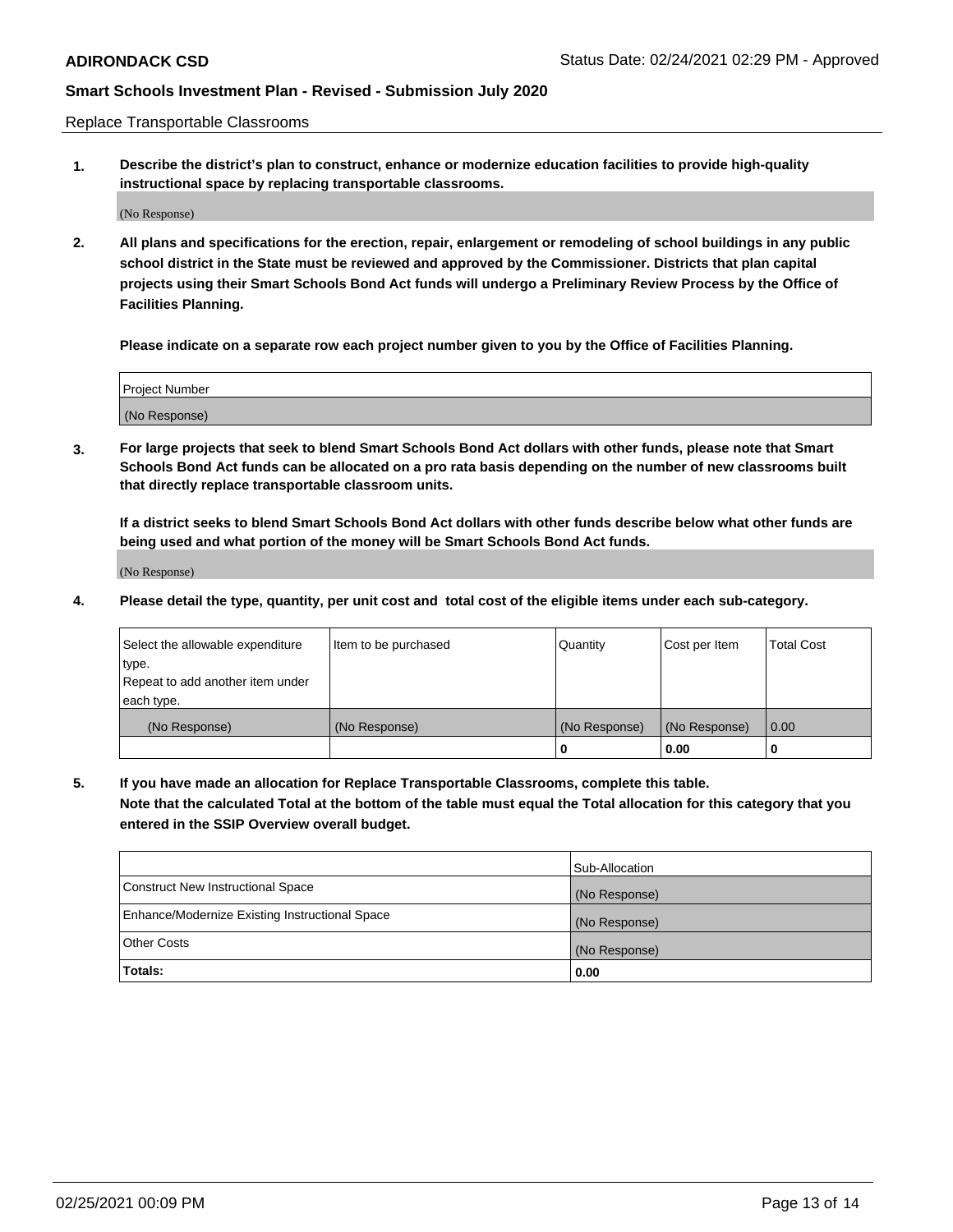Replace Transportable Classrooms

**1. Describe the district's plan to construct, enhance or modernize education facilities to provide high-quality instructional space by replacing transportable classrooms.**

(No Response)

**2. All plans and specifications for the erection, repair, enlargement or remodeling of school buildings in any public school district in the State must be reviewed and approved by the Commissioner. Districts that plan capital projects using their Smart Schools Bond Act funds will undergo a Preliminary Review Process by the Office of Facilities Planning.**

**Please indicate on a separate row each project number given to you by the Office of Facilities Planning.**

| Project Number |
| --- |
| (No Response) |

**3. For large projects that seek to blend Smart Schools Bond Act dollars with other funds, please note that Smart Schools Bond Act funds can be allocated on a pro rata basis depending on the number of new classrooms built that directly replace transportable classroom units.**

**If a district seeks to blend Smart Schools Bond Act dollars with other funds describe below what other funds are being used and what portion of the money will be Smart Schools Bond Act funds.**

(No Response)

**4. Please detail the type, quantity, per unit cost and total cost of the eligible items under each sub-category.**

| Select the allowable expenditure type. Repeat to add another item under each type. | Item to be purchased | Quantity | Cost per Item | Total Cost |
| --- | --- | --- | --- | --- |
| (No Response) | (No Response) | (No Response) | (No Response) | 0.00 |
| | | 0 | 0.00 | 0 |

**5. If you have made an allocation for Replace Transportable Classrooms, complete this table. Note that the calculated Total at the bottom of the table must equal the Total allocation for this category that you entered in the SSIP Overview overall budget.**

| | Sub-Allocation |
| --- | --- |
| Construct New Instructional Space | (No Response) |
| Enhance/Modernize Existing Instructional Space | (No Response) |
| Other Costs | (No Response) |
| **Totals:** | **0.00** |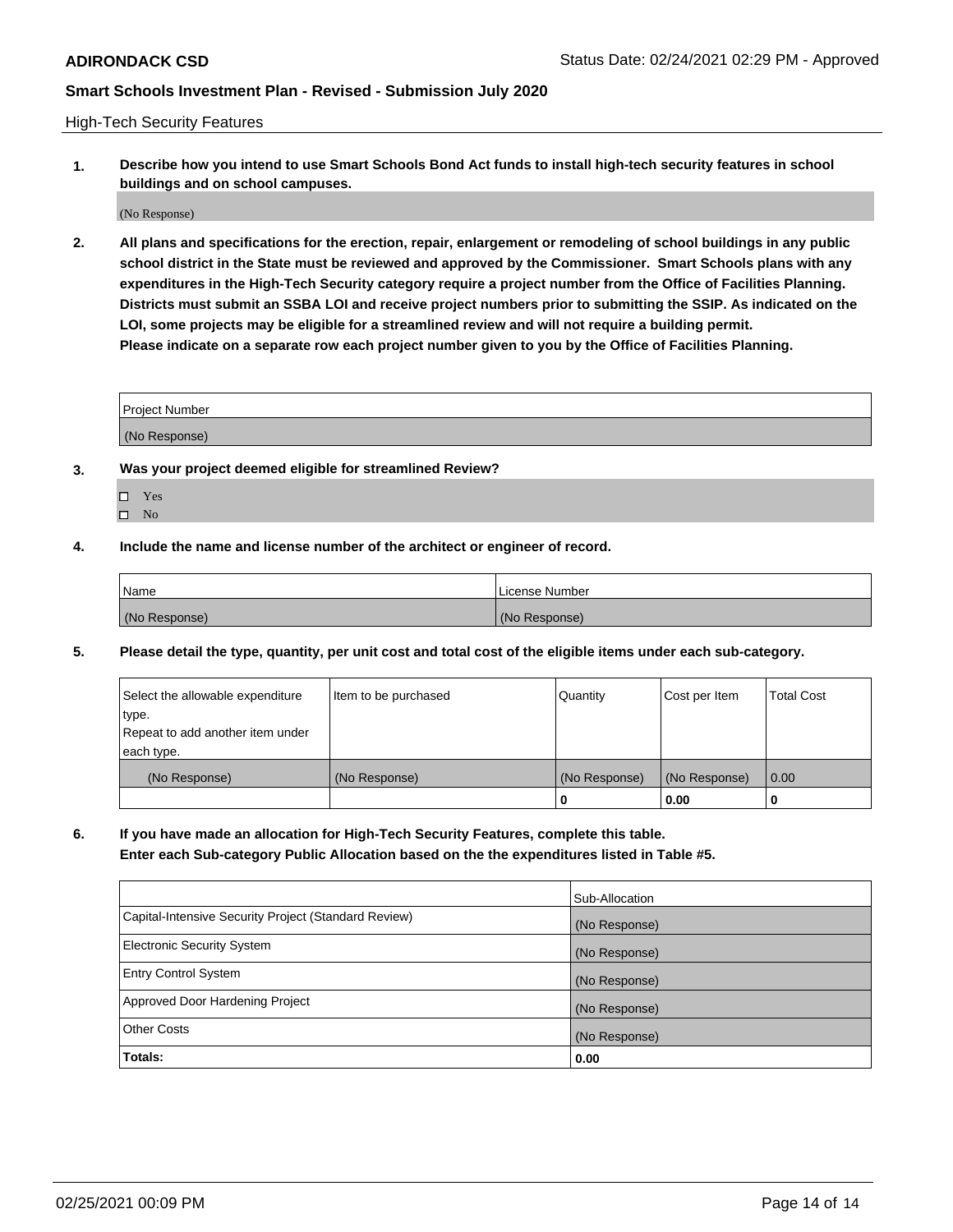## High-Tech Security Features

**1. Describe how you intend to use Smart Schools Bond Act funds to install high-tech security features in school buildings and on school campuses.**

(No Response)

**2. All plans and specifications for the erection, repair, enlargement or remodeling of school buildings in any public school district in the State must be reviewed and approved by the Commissioner. Smart Schools plans with any expenditures in the High-Tech Security category require a project number from the Office of Facilities Planning. Districts must submit an SSBA LOI and receive project numbers prior to submitting the SSIP. As indicated on the LOI, some projects may be eligible for a streamlined review and will not require a building permit.**
**Please indicate on a separate row each project number given to you by the Office of Facilities Planning.**

| Project Number |
|---|
| (No Response) |

**3. Was your project deemed eligible for streamlined Review?**

- ☐ Yes
- ☐ No

**4. Include the name and license number of the architect or engineer of record.**

| Name | License Number |
|---|---|
| (No Response) | (No Response) |

**5. Please detail the type, quantity, per unit cost and total cost of the eligible items under each sub-category.**

| Select the allowable expenditure type. Repeat to add another item under each type. | Item to be purchased | Quantity | Cost per Item | Total Cost |
|---|---|---|---|---|
| (No Response) | (No Response) | (No Response) | (No Response) | 0.00 |
| | | 0 | 0.00 | 0 |

**6. If you have made an allocation for High-Tech Security Features, complete this table. Enter each Sub-category Public Allocation based on the the expenditures listed in Table #5.**

| | Sub-Allocation |
|---|---|
| Capital-Intensive Security Project (Standard Review) | (No Response) |
| Electronic Security System | (No Response) |
| Entry Control System | (No Response) |
| Approved Door Hardening Project | (No Response) |
| Other Costs | (No Response) |
| **Totals:** | **0.00** |